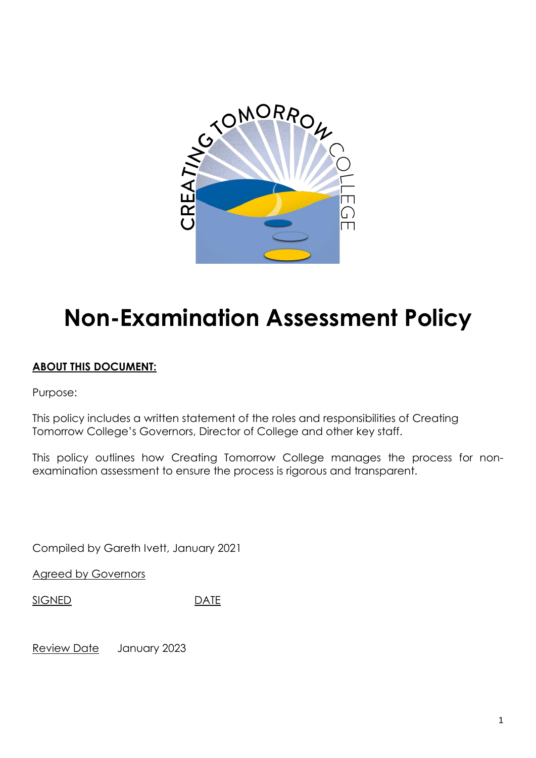# Non-Examination Assessment Policy

**ABOUT THIS DOCUMENT:**

Purpose:

This policy includes a written statement of the roles and responsibilities of Creating Tomorrow College's Governors, Director of College and other key staff.

This policy outlines how Creating Tomorrow College manages the process for non-examination assessment to ensure the process is rigorous and transparent.

Compiled by Gareth Ivett, January 2021

Agreed by Governors

SIGNED DATE

Review Date January 2023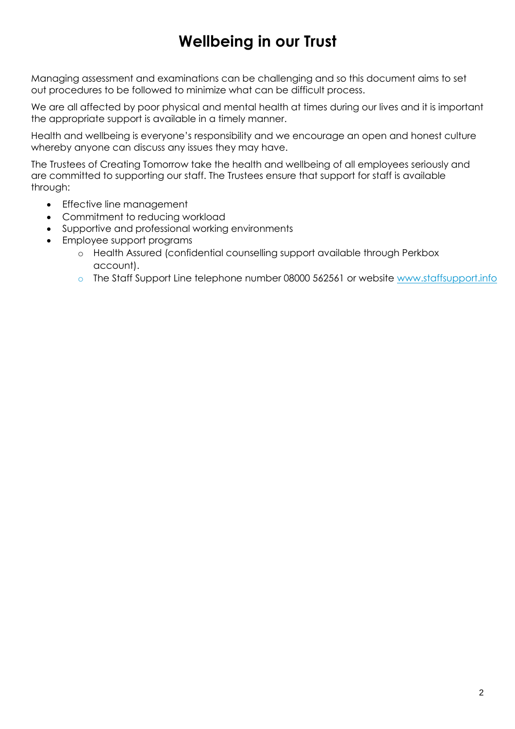# Wellbeing in our Trust

Managing assessment and examinations can be challenging and so this document aims to set out procedures to be followed to minimize what can be difficult process.

We are all affected by poor physical and mental health at times during our lives and it is important the appropriate support is available in a timely manner.

Health and wellbeing is everyone's responsibility and we encourage an open and honest culture whereby anyone can discuss any issues they may have.

The Trustees of Creating Tomorrow take the health and wellbeing of all employees seriously and are committed to supporting our staff. The Trustees ensure that support for staff is available through:

- Effective line management
- Commitment to reducing workload
- Supportive and professional working environments
- Employee support programs
    - Health Assured (confidential counselling support available through Perkbox account).
    - The Staff Support Line telephone number 08000 562561 or website [www.staffsupport.info](http://www.staffsupport.info)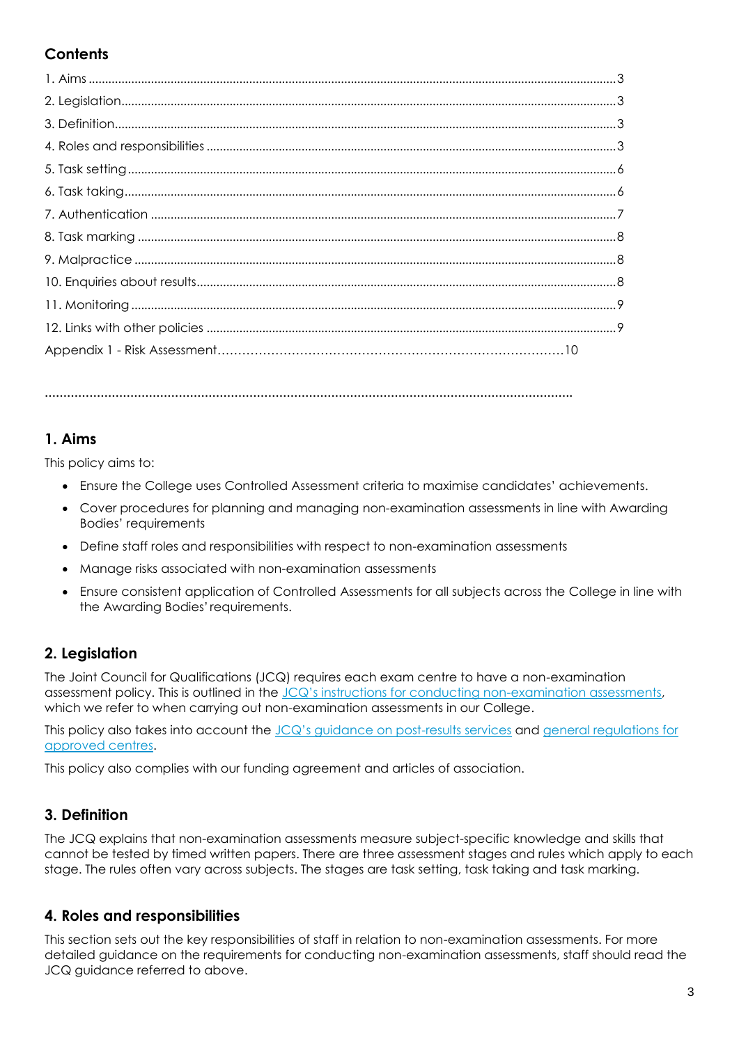## Contents

1. Aims ... 3
2. Legislation ... 3
3. Definition ... 3
4. Roles and responsibilities ... 3
5. Task setting ... 6
6. Task taking ... 6
7. Authentication ... 7
8. Task marking ... 8
9. Malpractice ... 8
10. Enquiries about results ... 8
11. Monitoring ... 9
12. Links with other policies ... 9

Appendix 1 - Risk Assessment ... 10

---

## 1. Aims

This policy aims to:

- Ensure the College uses Controlled Assessment criteria to maximise candidates' achievements.
- Cover procedures for planning and managing non-examination assessments in line with Awarding Bodies' requirements
- Define staff roles and responsibilities with respect to non-examination assessments
- Manage risks associated with non-examination assessments
- Ensure consistent application of Controlled Assessments for all subjects across the College in line with the Awarding Bodies' requirements.

## 2. Legislation

The Joint Council for Qualifications (JCQ) requires each exam centre to have a non-examination assessment policy. This is outlined in the JCQ's instructions for conducting non-examination assessments, which we refer to when carrying out non-examination assessments in our College.

This policy also takes into account the JCQ's guidance on post-results services and general regulations for approved centres.

This policy also complies with our funding agreement and articles of association.

## 3. Definition

The JCQ explains that non-examination assessments measure subject-specific knowledge and skills that cannot be tested by timed written papers. There are three assessment stages and rules which apply to each stage. The rules often vary across subjects. The stages are task setting, task taking and task marking.

## 4. Roles and responsibilities

This section sets out the key responsibilities of staff in relation to non-examination assessments. For more detailed guidance on the requirements for conducting non-examination assessments, staff should read the JCQ guidance referred to above.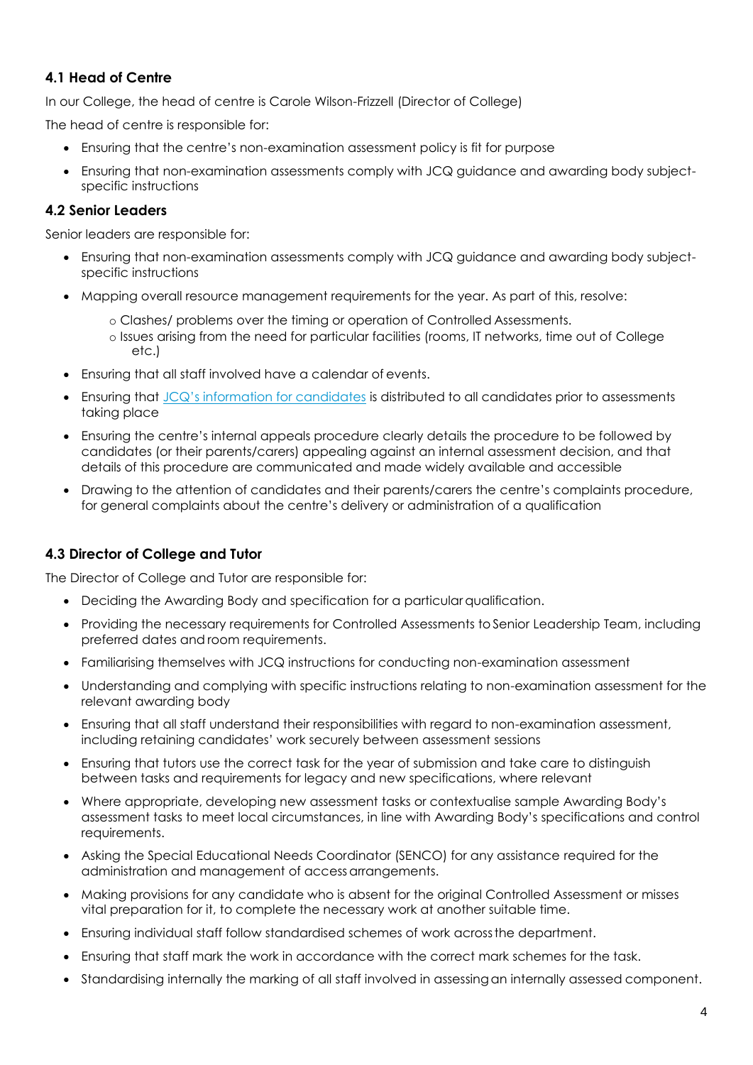### 4.1 Head of Centre

In our College, the head of centre is Carole Wilson-Frizzell (Director of College)

The head of centre is responsible for:

- Ensuring that the centre's non-examination assessment policy is fit for purpose
- Ensuring that non-examination assessments comply with JCQ guidance and awarding body subject-specific instructions

### 4.2 Senior Leaders

Senior leaders are responsible for:

- Ensuring that non-examination assessments comply with JCQ guidance and awarding body subject-specific instructions
- Mapping overall resource management requirements for the year. As part of this, resolve:
    - Clashes/ problems over the timing or operation of Controlled Assessments.
    - Issues arising from the need for particular facilities (rooms, IT networks, time out of College etc.)
- Ensuring that all staff involved have a calendar of events.
- Ensuring that [JCQ's information for candidates] is distributed to all candidates prior to assessments taking place
- Ensuring the centre's internal appeals procedure clearly details the procedure to be followed by candidates (or their parents/carers) appealing against an internal assessment decision, and that details of this procedure are communicated and made widely available and accessible
- Drawing to the attention of candidates and their parents/carers the centre's complaints procedure, for general complaints about the centre's delivery or administration of a qualification

### 4.3 Director of College and Tutor

The Director of College and Tutor are responsible for:

- Deciding the Awarding Body and specification for a particular qualification.
- Providing the necessary requirements for Controlled Assessments to Senior Leadership Team, including preferred dates and room requirements.
- Familiarising themselves with JCQ instructions for conducting non-examination assessment
- Understanding and complying with specific instructions relating to non-examination assessment for the relevant awarding body
- Ensuring that all staff understand their responsibilities with regard to non-examination assessment, including retaining candidates' work securely between assessment sessions
- Ensuring that tutors use the correct task for the year of submission and take care to distinguish between tasks and requirements for legacy and new specifications, where relevant
- Where appropriate, developing new assessment tasks or contextualise sample Awarding Body's assessment tasks to meet local circumstances, in line with Awarding Body's specifications and control requirements.
- Asking the Special Educational Needs Coordinator (SENCO) for any assistance required for the administration and management of access arrangements.
- Making provisions for any candidate who is absent for the original Controlled Assessment or misses vital preparation for it, to complete the necessary work at another suitable time.
- Ensuring individual staff follow standardised schemes of work across the department.
- Ensuring that staff mark the work in accordance with the correct mark schemes for the task.
- Standardising internally the marking of all staff involved in assessing an internally assessed component.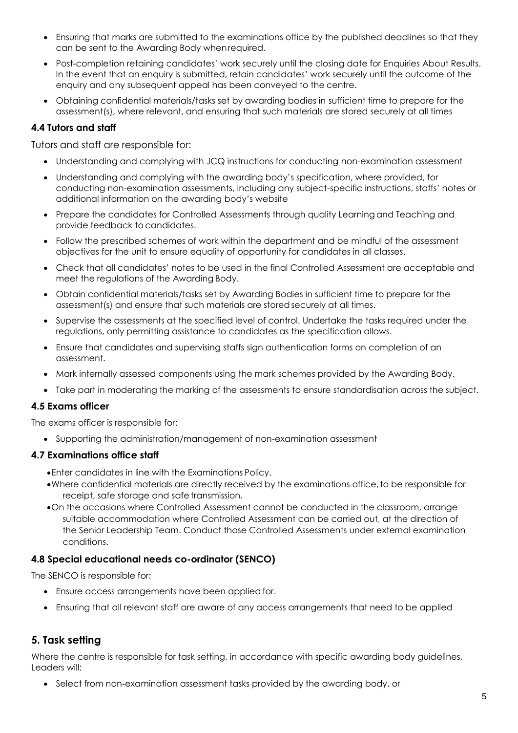- Ensuring that marks are submitted to the examinations office by the published deadlines so that they can be sent to the Awarding Body when required.
- Post-completion retaining candidates' work securely until the closing date for Enquiries About Results. In the event that an enquiry is submitted, retain candidates' work securely until the outcome of the enquiry and any subsequent appeal has been conveyed to the centre.
- Obtaining confidential materials/tasks set by awarding bodies in sufficient time to prepare for the assessment(s), where relevant, and ensuring that such materials are stored securely at all times

### 4.4 Tutors and staff

Tutors and staff are responsible for:

- Understanding and complying with JCQ instructions for conducting non-examination assessment
- Understanding and complying with the awarding body's specification, where provided, for conducting non-examination assessments, including any subject-specific instructions, staffs' notes or additional information on the awarding body's website
- Prepare the candidates for Controlled Assessments through quality Learning and Teaching and provide feedback to candidates.
- Follow the prescribed schemes of work within the department and be mindful of the assessment objectives for the unit to ensure equality of opportunity for candidates in all classes.
- Check that all candidates' notes to be used in the final Controlled Assessment are acceptable and meet the regulations of the Awarding Body.
- Obtain confidential materials/tasks set by Awarding Bodies in sufficient time to prepare for the assessment(s) and ensure that such materials are stored securely at all times.
- Supervise the assessments at the specified level of control. Undertake the tasks required under the regulations, only permitting assistance to candidates as the specification allows.
- Ensure that candidates and supervising staffs sign authentication forms on completion of an assessment.
- Mark internally assessed components using the mark schemes provided by the Awarding Body.
- Take part in moderating the marking of the assessments to ensure standardisation across the subject.

### 4.5 Exams officer

The exams officer is responsible for:

- Supporting the administration/management of non-examination assessment

### 4.7 Examinations office staff

- Enter candidates in line with the Examinations Policy.
- Where confidential materials are directly received by the examinations office, to be responsible for receipt, safe storage and safe transmission.
- On the occasions where Controlled Assessment cannot be conducted in the classroom, arrange suitable accommodation where Controlled Assessment can be carried out, at the direction of the Senior Leadership Team. Conduct those Controlled Assessments under external examination conditions.

### 4.8 Special educational needs co-ordinator (SENCO)

The SENCO is responsible for:

- Ensure access arrangements have been applied for.
- Ensuring that all relevant staff are aware of any access arrangements that need to be applied

## 5. Task setting

Where the centre is responsible for task setting, in accordance with specific awarding body guidelines, Leaders will:

- Select from non-examination assessment tasks provided by the awarding body, or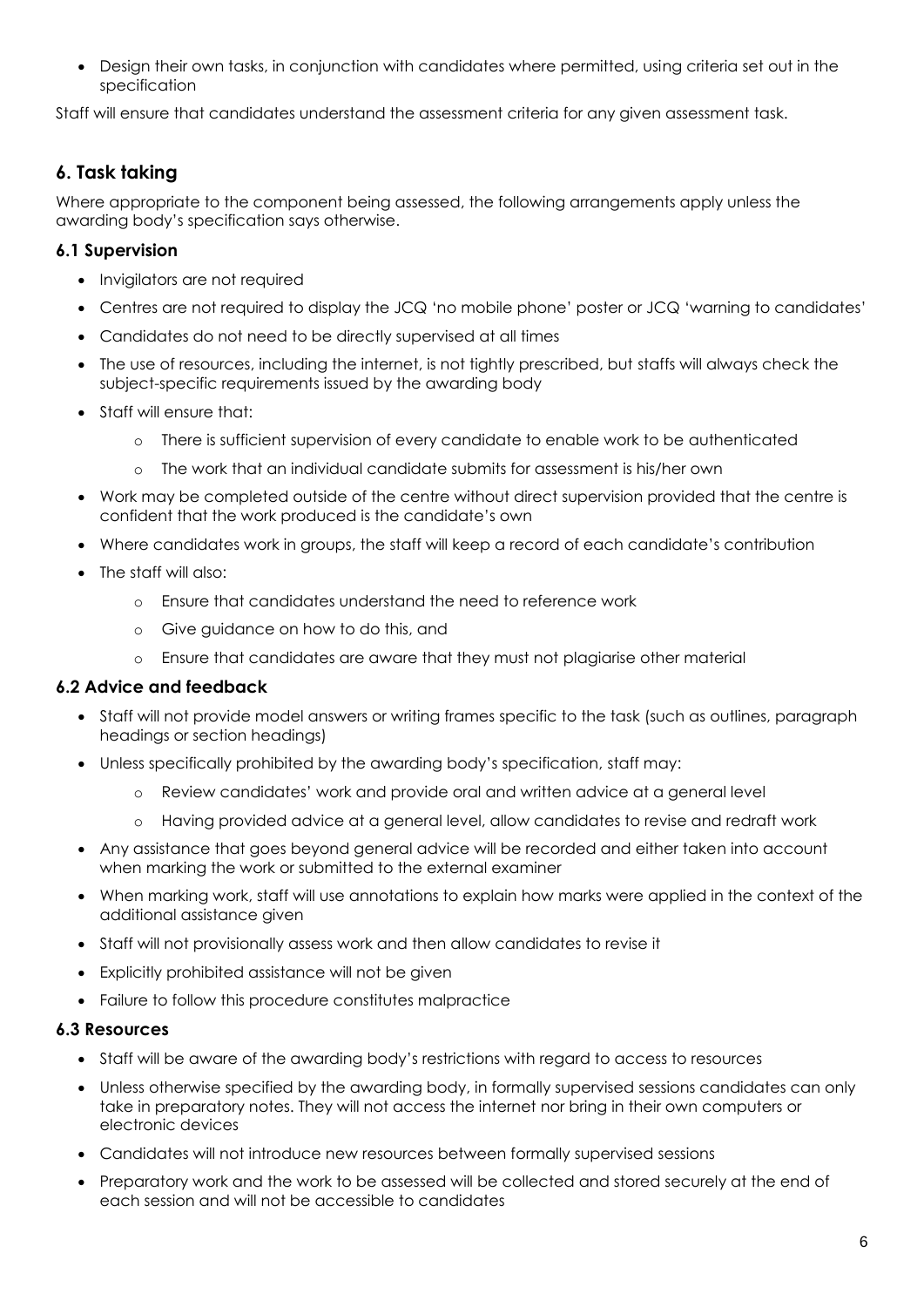- Design their own tasks, in conjunction with candidates where permitted, using criteria set out in the specification

Staff will ensure that candidates understand the assessment criteria for any given assessment task.

## 6. Task taking

Where appropriate to the component being assessed, the following arrangements apply unless the awarding body's specification says otherwise.

### 6.1 Supervision

- Invigilators are not required
- Centres are not required to display the JCQ 'no mobile phone' poster or JCQ 'warning to candidates'
- Candidates do not need to be directly supervised at all times
- The use of resources, including the internet, is not tightly prescribed, but staffs will always check the subject-specific requirements issued by the awarding body
- Staff will ensure that:
    - There is sufficient supervision of every candidate to enable work to be authenticated
    - The work that an individual candidate submits for assessment is his/her own
- Work may be completed outside of the centre without direct supervision provided that the centre is confident that the work produced is the candidate's own
- Where candidates work in groups, the staff will keep a record of each candidate's contribution
- The staff will also:
    - Ensure that candidates understand the need to reference work
    - Give guidance on how to do this, and
    - Ensure that candidates are aware that they must not plagiarise other material

### 6.2 Advice and feedback

- Staff will not provide model answers or writing frames specific to the task (such as outlines, paragraph headings or section headings)
- Unless specifically prohibited by the awarding body's specification, staff may:
    - Review candidates' work and provide oral and written advice at a general level
    - Having provided advice at a general level, allow candidates to revise and redraft work
- Any assistance that goes beyond general advice will be recorded and either taken into account when marking the work or submitted to the external examiner
- When marking work, staff will use annotations to explain how marks were applied in the context of the additional assistance given
- Staff will not provisionally assess work and then allow candidates to revise it
- Explicitly prohibited assistance will not be given
- Failure to follow this procedure constitutes malpractice

### 6.3 Resources

- Staff will be aware of the awarding body's restrictions with regard to access to resources
- Unless otherwise specified by the awarding body, in formally supervised sessions candidates can only take in preparatory notes. They will not access the internet nor bring in their own computers or electronic devices
- Candidates will not introduce new resources between formally supervised sessions
- Preparatory work and the work to be assessed will be collected and stored securely at the end of each session and will not be accessible to candidates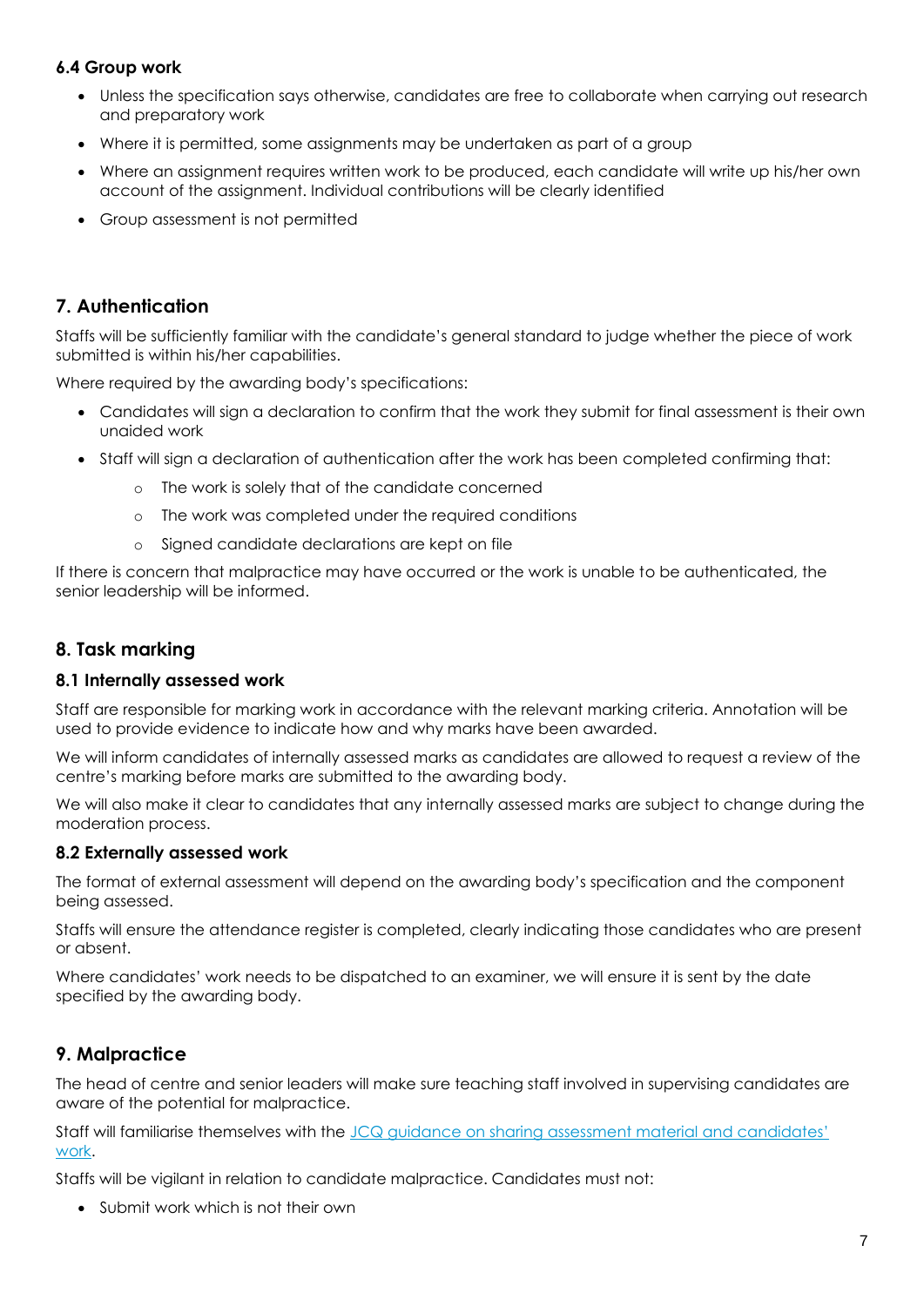### 6.4 Group work

- Unless the specification says otherwise, candidates are free to collaborate when carrying out research and preparatory work
- Where it is permitted, some assignments may be undertaken as part of a group
- Where an assignment requires written work to be produced, each candidate will write up his/her own account of the assignment. Individual contributions will be clearly identified
- Group assessment is not permitted

## 7. Authentication

Staffs will be sufficiently familiar with the candidate's general standard to judge whether the piece of work submitted is within his/her capabilities.

Where required by the awarding body's specifications:

- Candidates will sign a declaration to confirm that the work they submit for final assessment is their own unaided work
- Staff will sign a declaration of authentication after the work has been completed confirming that:
    - The work is solely that of the candidate concerned
    - The work was completed under the required conditions
    - Signed candidate declarations are kept on file

If there is concern that malpractice may have occurred or the work is unable to be authenticated, the senior leadership will be informed.

## 8. Task marking

### 8.1 Internally assessed work

Staff are responsible for marking work in accordance with the relevant marking criteria. Annotation will be used to provide evidence to indicate how and why marks have been awarded.

We will inform candidates of internally assessed marks as candidates are allowed to request a review of the centre's marking before marks are submitted to the awarding body.

We will also make it clear to candidates that any internally assessed marks are subject to change during the moderation process.

### 8.2 Externally assessed work

The format of external assessment will depend on the awarding body's specification and the component being assessed.

Staffs will ensure the attendance register is completed, clearly indicating those candidates who are present or absent.

Where candidates' work needs to be dispatched to an examiner, we will ensure it is sent by the date specified by the awarding body.

## 9. Malpractice

The head of centre and senior leaders will make sure teaching staff involved in supervising candidates are aware of the potential for malpractice.

Staff will familiarise themselves with the [JCQ guidance on sharing assessment material and candidates' work](#).

Staffs will be vigilant in relation to candidate malpractice. Candidates must not:

- Submit work which is not their own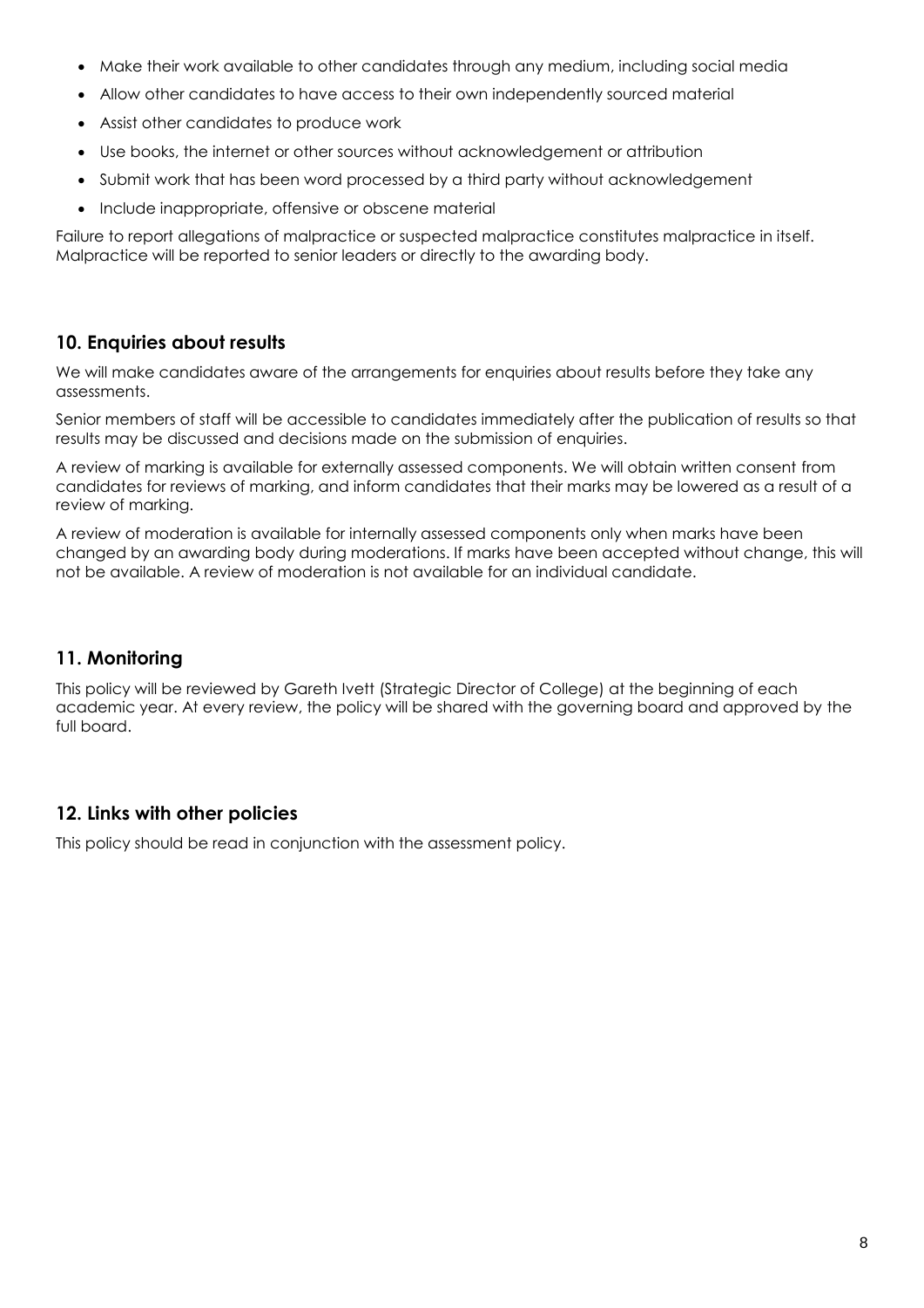- Make their work available to other candidates through any medium, including social media
- Allow other candidates to have access to their own independently sourced material
- Assist other candidates to produce work
- Use books, the internet or other sources without acknowledgement or attribution
- Submit work that has been word processed by a third party without acknowledgement
- Include inappropriate, offensive or obscene material

Failure to report allegations of malpractice or suspected malpractice constitutes malpractice in itself. Malpractice will be reported to senior leaders or directly to the awarding body.

## 10. Enquiries about results

We will make candidates aware of the arrangements for enquiries about results before they take any assessments.

Senior members of staff will be accessible to candidates immediately after the publication of results so that results may be discussed and decisions made on the submission of enquiries.

A review of marking is available for externally assessed components. We will obtain written consent from candidates for reviews of marking, and inform candidates that their marks may be lowered as a result of a review of marking.

A review of moderation is available for internally assessed components only when marks have been changed by an awarding body during moderations. If marks have been accepted without change, this will not be available. A review of moderation is not available for an individual candidate.

## 11. Monitoring

This policy will be reviewed by Gareth Ivett (Strategic Director of College) at the beginning of each academic year. At every review, the policy will be shared with the governing board and approved by the full board.

## 12. Links with other policies

This policy should be read in conjunction with the assessment policy.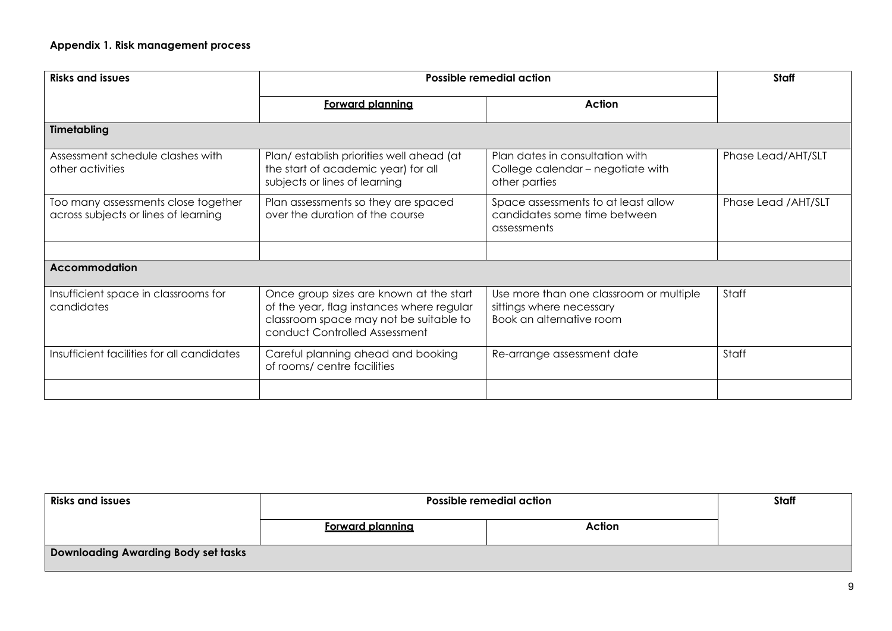**Appendix 1. Risk management process**

| Risks and issues | Possible remedial action | | Staff |
|---|---|---|---|
| | <u>Forward planning</u> | **Action** | |
| **Timetabling** | | | |
| Assessment schedule clashes with other activities | Plan/ establish priorities well ahead (at the start of academic year) for all subjects or lines of learning | Plan dates in consultation with College calendar – negotiate with other parties | Phase Lead/AHT/SLT |
| Too many assessments close together across subjects or lines of learning | Plan assessments so they are spaced over the duration of the course | Space assessments to at least allow candidates some time between assessments | Phase Lead /AHT/SLT |
| | | | |
| **Accommodation** | | | |
| Insufficient space in classrooms for candidates | Once group sizes are known at the start of the year, flag instances where regular classroom space may not be suitable to conduct Controlled Assessment | Use more than one classroom or multiple sittings where necessary<br>Book an alternative room | Staff |
| Insufficient facilities for all candidates | Careful planning ahead and booking of rooms/ centre facilities | Re-arrange assessment date | Staff |
| | | | |

| Risks and issues | Possible remedial action | | Staff |
|---|---|---|---|
| | <u>Forward planning</u> | **Action** | |
| **Downloading Awarding Body set tasks** | | | |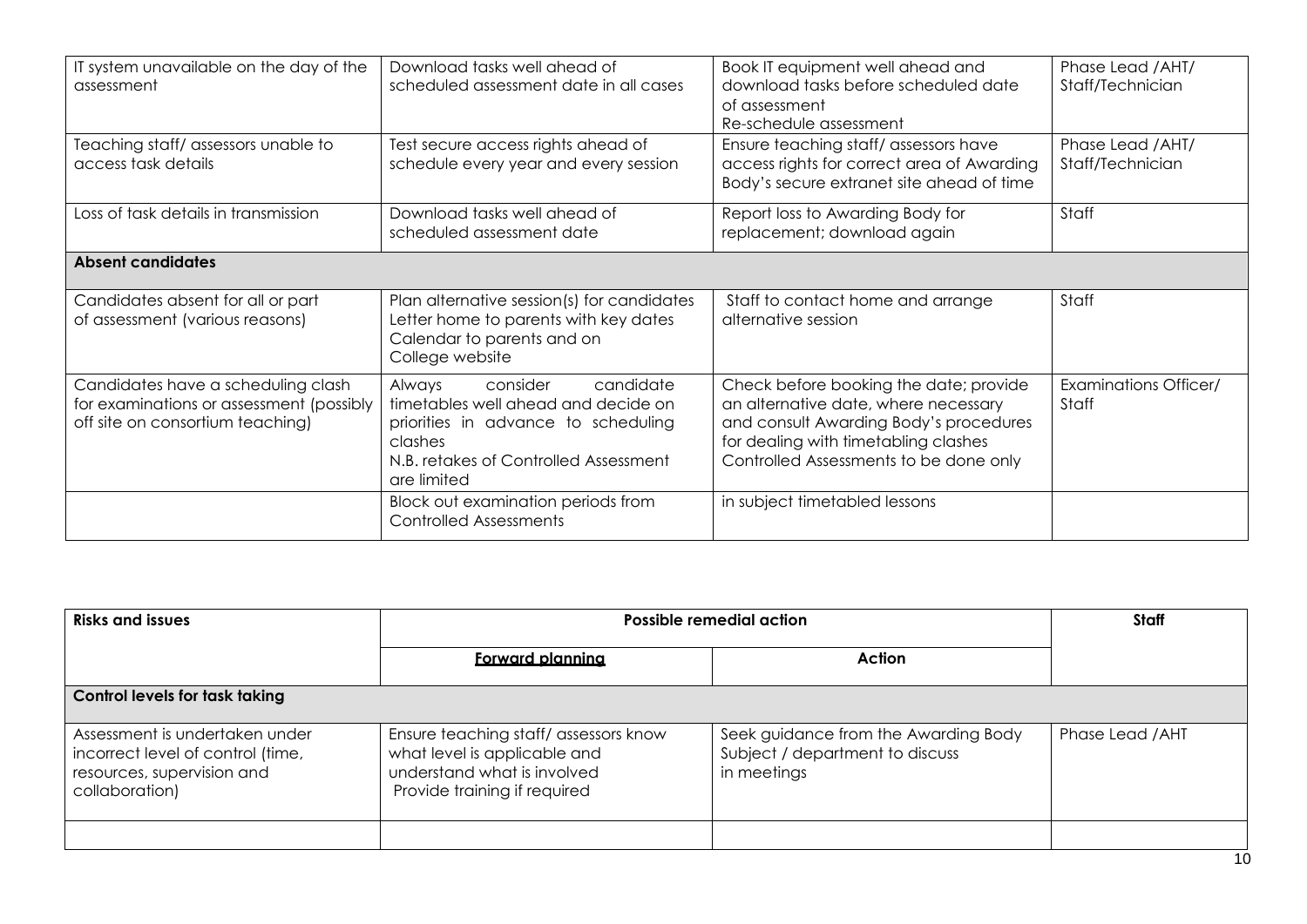| | | | |
|---|---|---|---|
| IT system unavailable on the day of the assessment | Download tasks well ahead of scheduled assessment date in all cases | Book IT equipment well ahead and download tasks before scheduled date of assessment<br>Re-schedule assessment | Phase Lead /AHT/ Staff/Technician |
| Teaching staff/ assessors unable to access task details | Test secure access rights ahead of schedule every year and every session | Ensure teaching staff/ assessors have access rights for correct area of Awarding Body's secure extranet site ahead of time | Phase Lead /AHT/ Staff/Technician |
| Loss of task details in transmission | Download tasks well ahead of scheduled assessment date | Report loss to Awarding Body for replacement; download again | Staff |
| **Absent candidates** | | | |
| Candidates absent for all or part of assessment (various reasons) | Plan alternative session(s) for candidates<br>Letter home to parents with key dates<br>Calendar to parents and on College website | Staff to contact home and arrange alternative session | Staff |
| Candidates have a scheduling clash for examinations or assessment (possibly off site on consortium teaching) | Always consider candidate timetables well ahead and decide on priorities in advance to scheduling clashes<br>N.B. retakes of Controlled Assessment are limited | Check before booking the date; provide an alternative date, where necessary and consult Awarding Body's procedures for dealing with timetabling clashes<br>Controlled Assessments to be done only | Examinations Officer/ Staff |
| | Block out examination periods from Controlled Assessments | in subject timetabled lessons | |

| **Risks and issues** | **Possible remedial action** | | **Staff** |
|---|---|---|---|
| | **Forward planning** | **Action** | |
| **Control levels for task taking** | | | |
| Assessment is undertaken under incorrect level of control (time, resources, supervision and collaboration) | Ensure teaching staff/ assessors know what level is applicable and understand what is involved<br>Provide training if required | Seek guidance from the Awarding Body<br>Subject / department to discuss in meetings | Phase Lead /AHT |
| | | | |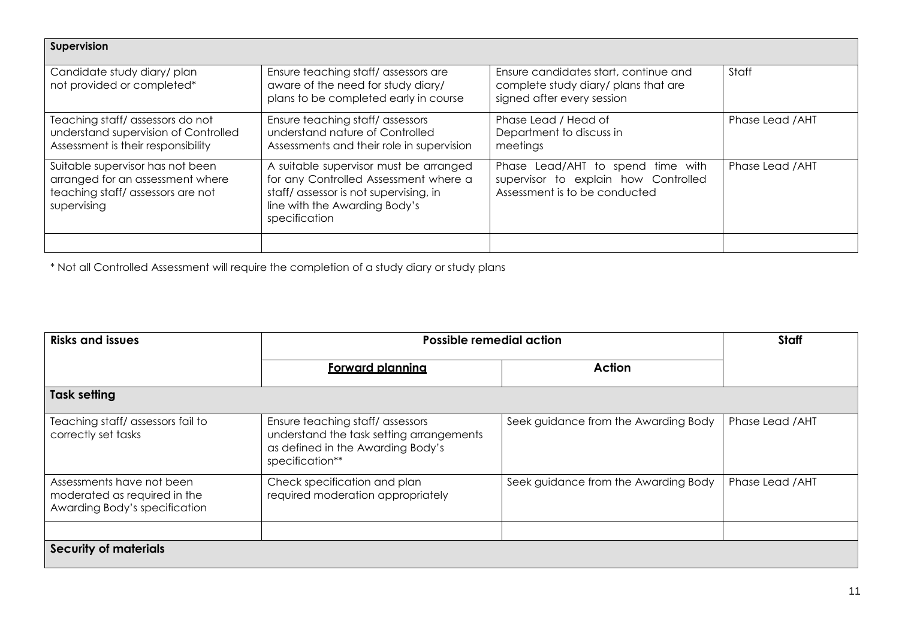| Supervision | | | |
|---|---|---|---|
| Candidate study diary/ plan not provided or completed* | Ensure teaching staff/ assessors are aware of the need for study diary/ plans to be completed early in course | Ensure candidates start, continue and complete study diary/ plans that are signed after every session | Staff |
| Teaching staff/ assessors do not understand supervision of Controlled Assessment is their responsibility | Ensure teaching staff/ assessors understand nature of Controlled Assessments and their role in supervision | Phase Lead / Head of Department to discuss in meetings | Phase Lead /AHT |
| Suitable supervisor has not been arranged for an assessment where teaching staff/ assessors are not supervising | A suitable supervisor must be arranged for any Controlled Assessment where a staff/ assessor is not supervising, in line with the Awarding Body's specification | Phase Lead/AHT to spend time with supervisor to explain how Controlled Assessment is to be conducted | Phase Lead /AHT |
| | | | |

* Not all Controlled Assessment will require the completion of a study diary or study plans

| **Risks and issues** | **Possible remedial action** | | **Staff** |
|---|---|---|---|
| | **Forward planning** | **Action** | |
| **Task setting** | | | |
| Teaching staff/ assessors fail to correctly set tasks | Ensure teaching staff/ assessors understand the task setting arrangements as defined in the Awarding Body's specification** | Seek guidance from the Awarding Body | Phase Lead /AHT |
| Assessments have not been moderated as required in the Awarding Body's specification | Check specification and plan required moderation appropriately | Seek guidance from the Awarding Body | Phase Lead /AHT |
| | | | |
| **Security of materials** | | | |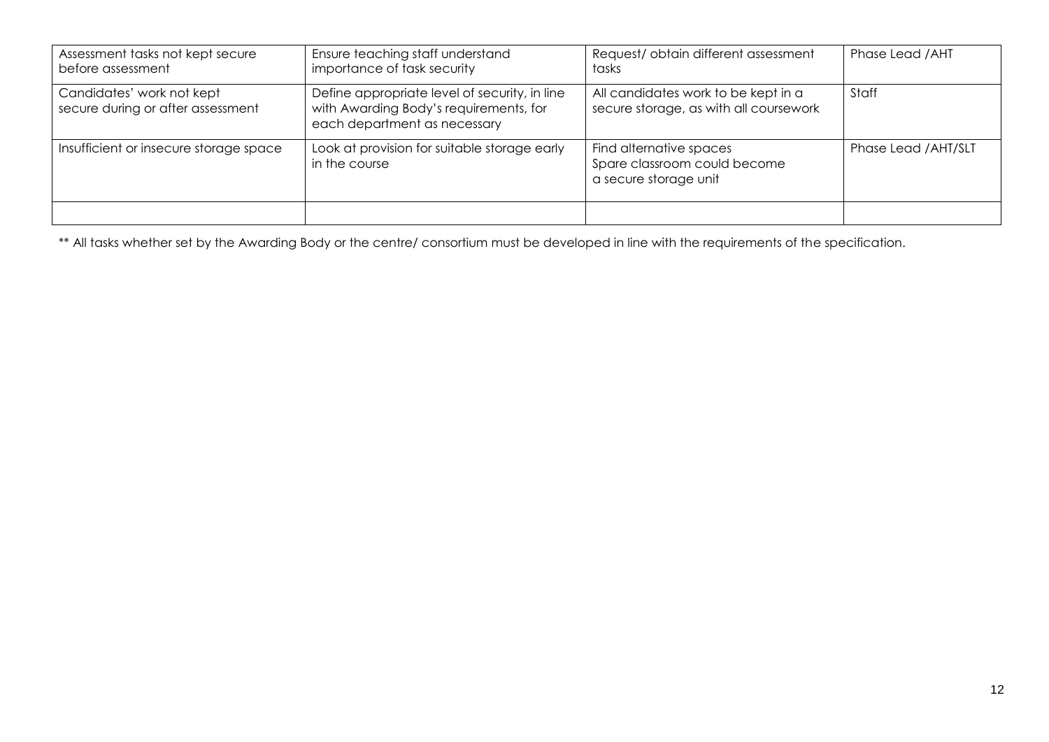| Assessment tasks not kept secure before assessment | Ensure teaching staff understand importance of task security | Request/ obtain different assessment tasks | Phase Lead /AHT |
|---|---|---|---|
| Candidates' work not kept secure during or after assessment | Define appropriate level of security, in line with Awarding Body's requirements, for each department as necessary | All candidates work to be kept in a secure storage, as with all coursework | Staff |
| Insufficient or insecure storage space | Look at provision for suitable storage early in the course | Find alternative spaces<br>Spare classroom could become a secure storage unit | Phase Lead /AHT/SLT |
| | | | |

** All tasks whether set by the Awarding Body or the centre/ consortium must be developed in line with the requirements of the specification.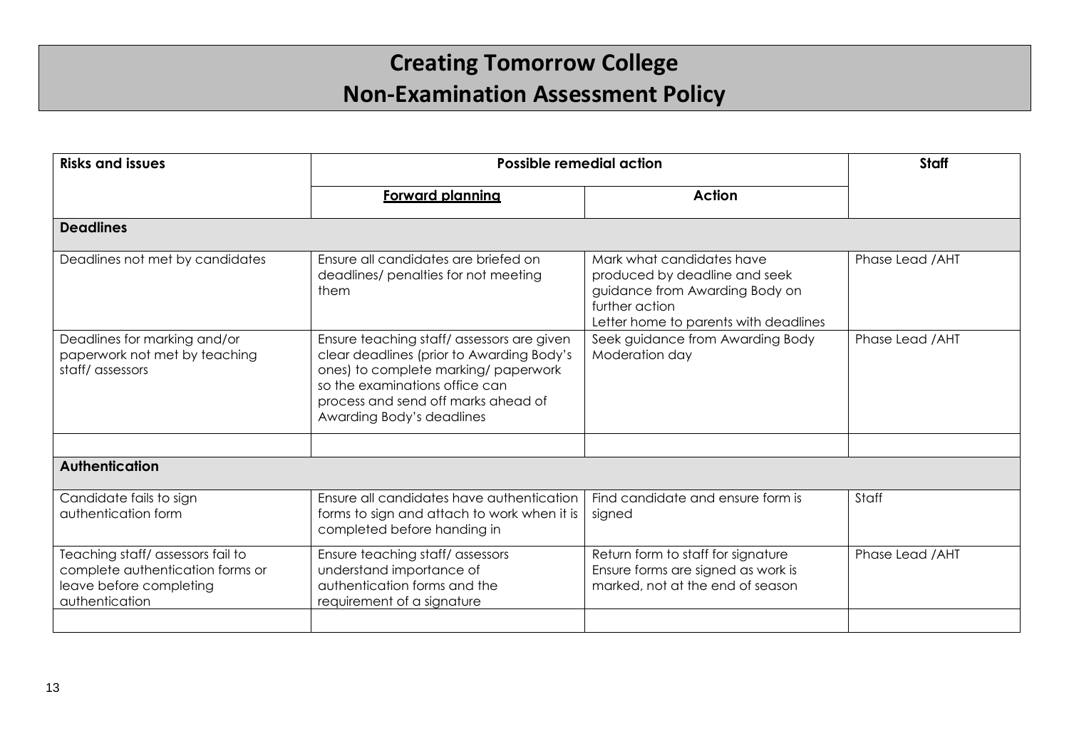# Creating Tomorrow College
# Non-Examination Assessment Policy

| Risks and issues | Possible remedial action | | Staff |
|---|---|---|---|
| | Forward planning | Action | |
| **Deadlines** | | | |
| Deadlines not met by candidates | Ensure all candidates are briefed on deadlines/ penalties for not meeting them | Mark what candidates have produced by deadline and seek guidance from Awarding Body on further action<br>Letter home to parents with deadlines | Phase Lead /AHT |
| Deadlines for marking and/or paperwork not met by teaching staff/ assessors | Ensure teaching staff/ assessors are given clear deadlines (prior to Awarding Body's ones) to complete marking/ paperwork so the examinations office can process and send off marks ahead of Awarding Body's deadlines | Seek guidance from Awarding Body<br>Moderation day | Phase Lead /AHT |
| | | | |
| **Authentication** | | | |
| Candidate fails to sign authentication form | Ensure all candidates have authentication forms to sign and attach to work when it is completed before handing in | Find candidate and ensure form is signed | Staff |
| Teaching staff/ assessors fail to complete authentication forms or leave before completing authentication | Ensure teaching staff/ assessors understand importance of authentication forms and the requirement of a signature | Return form to staff for signature<br>Ensure forms are signed as work is marked, not at the end of season | Phase Lead /AHT |
| | | | |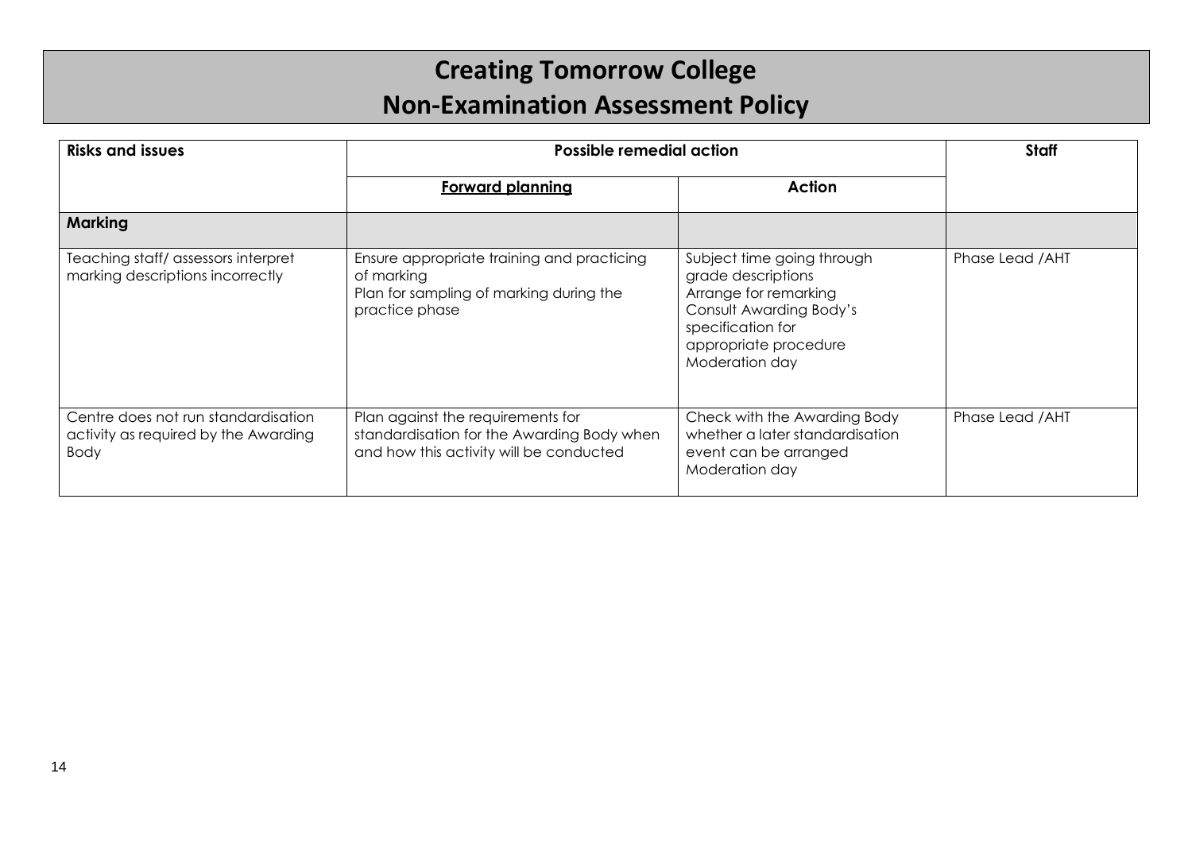# Creating Tomorrow College
# Non-Examination Assessment Policy

| **Risks and issues** | **Possible remedial action** | | **Staff** |
|---|---|---|---|
| | **Forward planning** | **Action** | |
| **Marking** | | | |
| Teaching staff/ assessors interpret marking descriptions incorrectly | Ensure appropriate training and practicing of marking<br>Plan for sampling of marking during the practice phase | Subject time going through grade descriptions<br>Arrange for remarking<br>Consult Awarding Body's specification for appropriate procedure<br>Moderation day | Phase Lead /AHT |
| Centre does not run standardisation activity as required by the Awarding Body | Plan against the requirements for standardisation for the Awarding Body when and how this activity will be conducted | Check with the Awarding Body whether a later standardisation event can be arranged<br>Moderation day | Phase Lead /AHT |